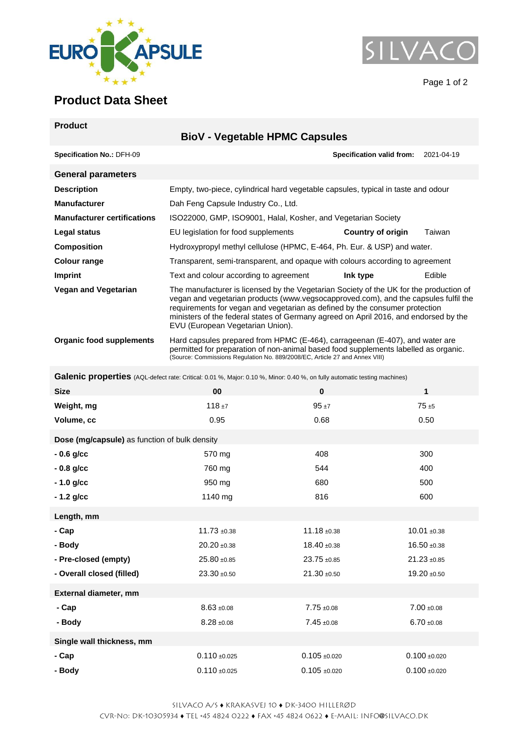# Product Data Sheet

| Product | |
|---|---|
| | **BioV - Vegetable HPMC Capsules** |

**Specification No.:** DFH-09 **Specification valid from:** 2021-04-19

## General parameters

| | |
|---|---|
| **Description** | Empty, two-piece, cylindrical hard vegetable capsules, typical in taste and odour |
| **Manufacturer** | Dah Feng Capsule Industry Co., Ltd. |
| **Manufacturer certifications** | ISO22000, GMP, ISO9001, Halal, Kosher, and Vegetarian Society |
| **Legal status** | EU legislation for food supplements **Country of origin** Taiwan |
| **Composition** | Hydroxypropyl methyl cellulose (HPMC, E-464, Ph. Eur. & USP) and water. |
| **Colour range** | Transparent, semi-transparent, and opaque with colours according to agreement |
| **Imprint** | Text and colour according to agreement **Ink type** Edible |
| **Vegan and Vegetarian** | The manufacturer is licensed by the Vegetarian Society of the UK for the production of vegan and vegetarian products (www.vegsocapproved.com), and the capsules fulfil the requirements for vegan and vegetarian as defined by the consumer protection ministers of the federal states of Germany agreed on April 2016, and endorsed by the EVU (European Vegetarian Union). |
| **Organic food supplements** | Hard capsules prepared from HPMC (E-464), carrageenan (E-407), and water are permitted for preparation of non-animal based food supplements labelled as organic. (Source: Commissions Regulation No. 889/2008/EC, Article 27 and Annex VIII) |

## Galenic properties
(AQL-defect rate: Critical: 0.01 %, Major: 0.10 %, Minor: 0.40 %, on fully automatic testing machines)

| **Size** | **00** | **0** | **1** |
|---|---|---|---|
| **Weight, mg** | 118 ±7 | 95 ±7 | 75 ±5 |
| **Volume, cc** | 0.95 | 0.68 | 0.50 |
| **Dose (mg/capsule)** as function of bulk density | | | |
| **- 0.6 g/cc** | 570 mg | 408 | 300 |
| **- 0.8 g/cc** | 760 mg | 544 | 400 |
| **- 1.0 g/cc** | 950 mg | 680 | 500 |
| **- 1.2 g/cc** | 1140 mg | 816 | 600 |
| **Length, mm** | | | |
| **- Cap** | 11.73 ±0.38 | 11.18 ±0.38 | 10.01 ±0.38 |
| **- Body** | 20.20 ±0.38 | 18.40 ±0.38 | 16.50 ±0.38 |
| **- Pre-closed (empty)** | 25.80 ±0.85 | 23.75 ±0.85 | 21.23 ±0.85 |
| **- Overall closed (filled)** | 23.30 ±0.50 | 21.30 ±0.50 | 19.20 ±0.50 |
| **External diameter, mm** | | | |
| **- Cap** | 8.63 ±0.08 | 7.75 ±0.08 | 7.00 ±0.08 |
| **- Body** | 8.28 ±0.08 | 7.45 ±0.08 | 6.70 ±0.08 |
| **Single wall thickness, mm** | | | |
| **- Cap** | 0.110 ±0.025 | 0.105 ±0.020 | 0.100 ±0.020 |
| **- Body** | 0.110 ±0.025 | 0.105 ±0.020 | 0.100 ±0.020 |

SILVACO A/S ♦ KRAKASVEJ 10 ♦ DK-3400 HILLERØD
CVR-NO: DK-10305934 ♦ TEL +45 4824 0222 ♦ FAX +45 4824 0622 ♦ E-MAIL: INFO@SILVACO.DK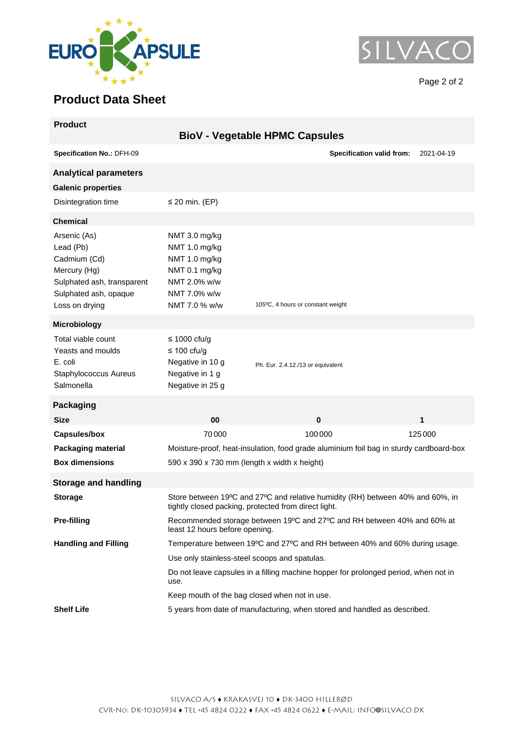## Product Data Sheet

**Product**

### BioV - Vegetable HPMC Capsules

**Specification No.:** DFH-09 **Specification valid from:** 2021-04-19

### Analytical parameters

**Galenic properties**

| | | |
|---|---|---|
| Disintegration time | ≤ 20 min. (EP) | |

**Chemical**

| | | |
|---|---|---|
| Arsenic (As) | NMT 3.0 mg/kg | |
| Lead (Pb) | NMT 1.0 mg/kg | |
| Cadmium (Cd) | NMT 1.0 mg/kg | |
| Mercury (Hg) | NMT 0.1 mg/kg | |
| Sulphated ash, transparent | NMT 2.0% w/w | |
| Sulphated ash, opaque | NMT 7.0% w/w | |
| Loss on drying | NMT 7.0 % w/w | 105ºC, 4 hours or constant weight |

**Microbiology**

| | | |
|---|---|---|
| Total viable count | ≤ 1000 cfu/g | |
| Yeasts and moulds | ≤ 100 cfu/g | |
| E. coli | Negative in 10 g | Ph. Eur. 2.4.12./13 or equivalent |
| Staphylococcus Aureus | Negative in 1 g | |
| Salmonella | Negative in 25 g | |

### Packaging

| Size | 00 | 0 | 1 |
|---|---|---|---|
| **Capsules/box** | 70 000 | 100 000 | 125 000 |

**Packaging material:** Moisture-proof, heat-insulation, food grade aluminium foil bag in sturdy cardboard-box

**Box dimensions:** 590 x 390 x 730 mm (length x width x height)

### Storage and handling

**Storage:** Store between 19ºC and 27ºC and relative humidity (RH) between 40% and 60%, in tightly closed packing, protected from direct light.

**Pre-filling:** Recommended storage between 19ºC and 27ºC and RH between 40% and 60% at least 12 hours before opening.

**Handling and Filling:** Temperature between 19ºC and 27ºC and RH between 40% and 60% during usage.

Use only stainless-steel scoops and spatulas.

Do not leave capsules in a filling machine hopper for prolonged period, when not in use.

Keep mouth of the bag closed when not in use.

**Shelf Life:** 5 years from date of manufacturing, when stored and handled as described.

SILVACO A/S ♦ KRAKASVEJ 10 ♦ DK-3400 HILLERØD
CVR-NO: DK-10305934 ♦ TEL +45 4824 0222 ♦ FAX +45 4824 0622 ♦ E-MAIL: INFO@SILVACO.DK